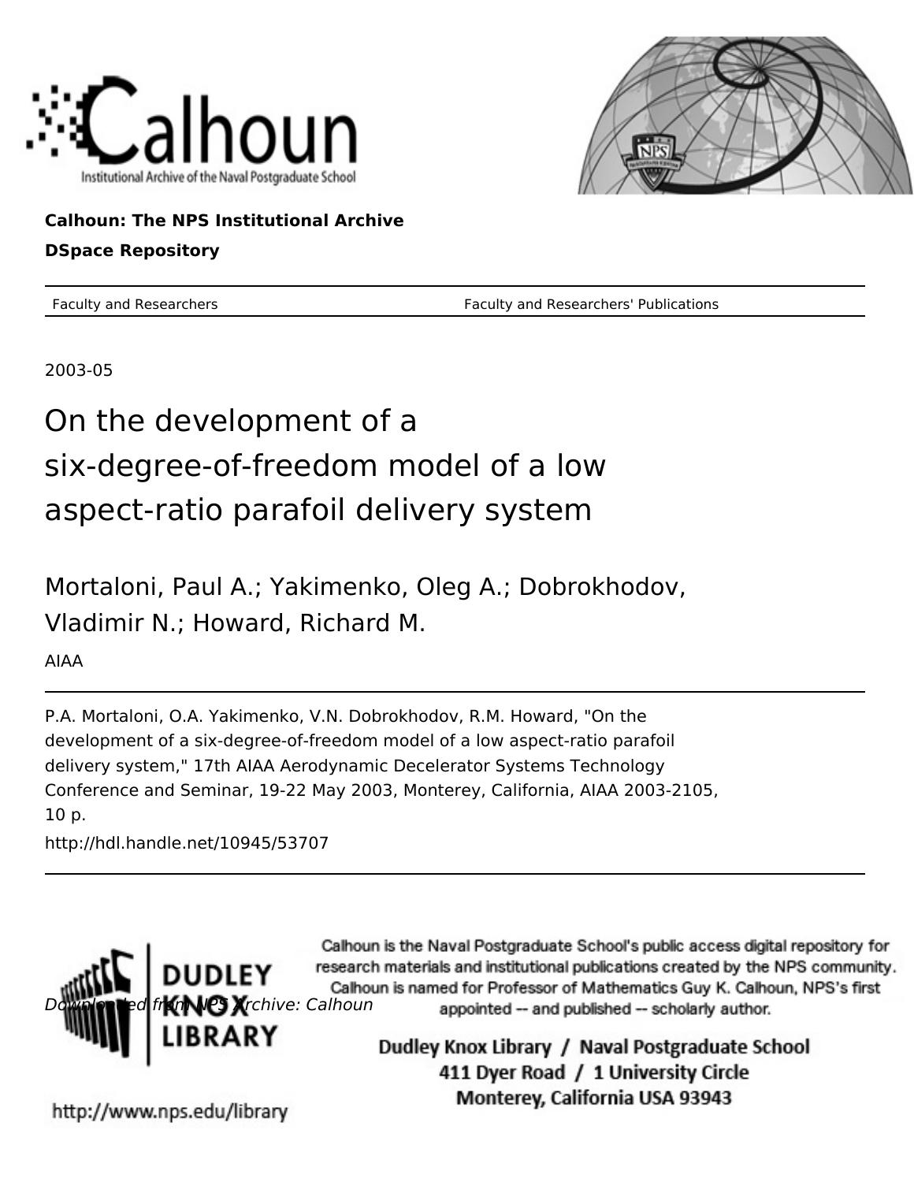Calhoun: The NPS Institutional Archive

DSpace Repository

Faculty and Researchers — Faculty and Researchers' Publications

2003-05

# On the development of a six-degree-of-freedom model of a low aspect-ratio parafoil delivery system

Mortaloni, Paul A.; Yakimenko, Oleg A.; Dobrokhodov, Vladimir N.; Howard, Richard M.

AIAA

P.A. Mortaloni, O.A. Yakimenko, V.N. Dobrokhodov, R.M. Howard, "On the development of a six-degree-of-freedom model of a low aspect-ratio parafoil delivery system," 17th AIAA Aerodynamic Decelerator Systems Technology Conference and Seminar, 19-22 May 2003, Monterey, California, AIAA 2003-2105, 10 p.

http://hdl.handle.net/10945/53707

*Downloaded from NPS Archive: Calhoun*

Calhoun is the Naval Postgraduate School's public access digital repository for research materials and institutional publications created by the NPS community. Calhoun is named for Professor of Mathematics Guy K. Calhoun, NPS's first appointed -- and published -- scholarly author.

Dudley Knox Library / Naval Postgraduate School
411 Dyer Road / 1 University Circle
Monterey, California USA 93943

http://www.nps.edu/library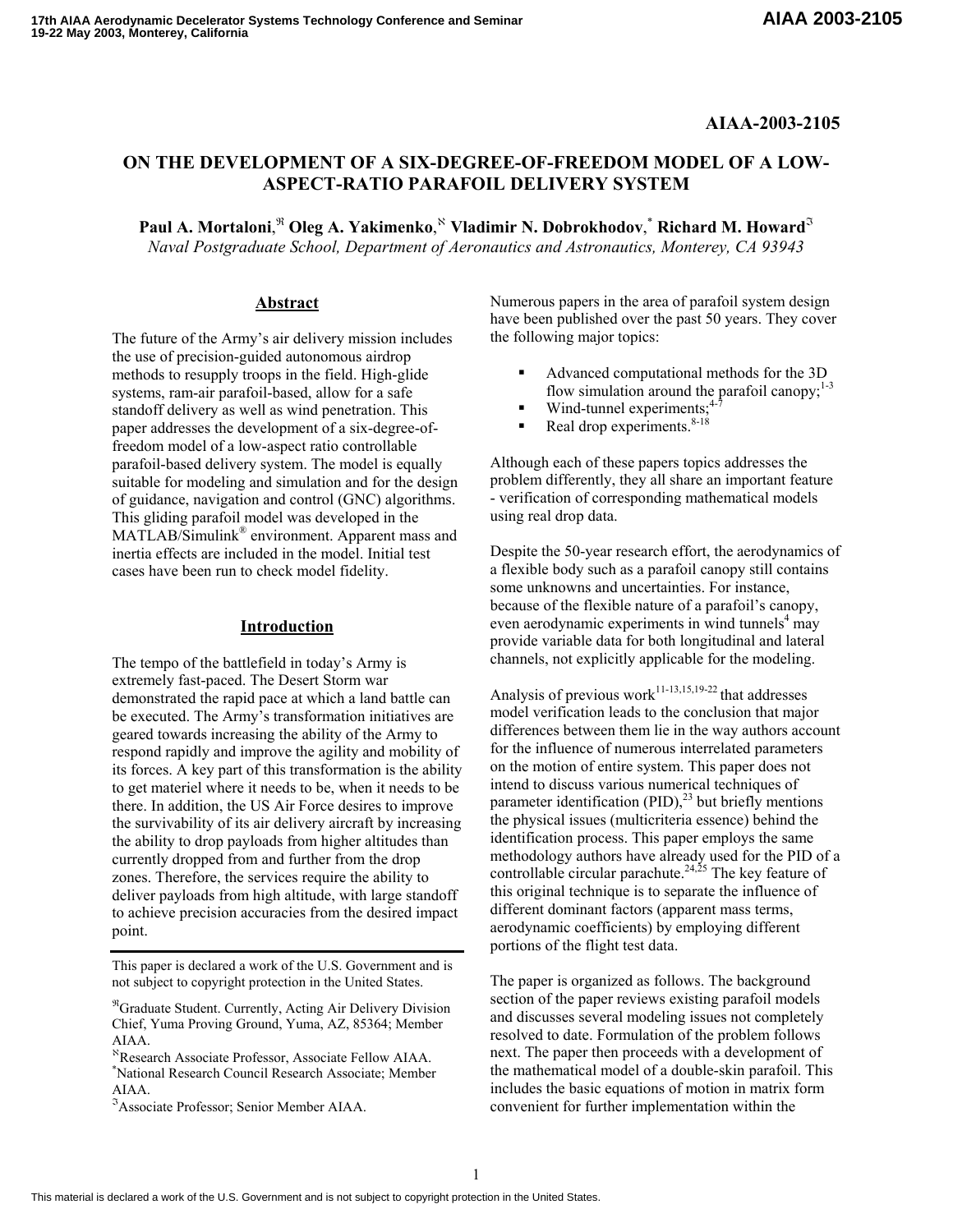AIAA-2003-2105

# ON THE DEVELOPMENT OF A SIX-DEGREE-OF-FREEDOM MODEL OF A LOW-ASPECT-RATIO PARAFOIL DELIVERY SYSTEM

**Paul A. Mortaloni**,[ℜ] **Oleg A. Yakimenko**,[ℵ] **Vladimir N. Dobrokhodov**,[*] **Richard M. Howard**[ℑ]

*Naval Postgraduate School, Department of Aeronautics and Astronautics, Monterey, CA 93943*

## Abstract

The future of the Army's air delivery mission includes the use of precision-guided autonomous airdrop methods to resupply troops in the field. High-glide systems, ram-air parafoil-based, allow for a safe standoff delivery as well as wind penetration. This paper addresses the development of a six-degree-of-freedom model of a low-aspect ratio controllable parafoil-based delivery system. The model is equally suitable for modeling and simulation and for the design of guidance, navigation and control (GNC) algorithms. This gliding parafoil model was developed in the MATLAB/Simulink® environment. Apparent mass and inertia effects are included in the model. Initial test cases have been run to check model fidelity.

## Introduction

The tempo of the battlefield in today's Army is extremely fast-paced. The Desert Storm war demonstrated the rapid pace at which a land battle can be executed. The Army's transformation initiatives are geared towards increasing the ability of the Army to respond rapidly and improve the agility and mobility of its forces. A key part of this transformation is the ability to get materiel where it needs to be, when it needs to be there. In addition, the US Air Force desires to improve the survivability of its air delivery aircraft by increasing the ability to drop payloads from higher altitudes than currently dropped from and further from the drop zones. Therefore, the services require the ability to deliver payloads from high altitude, with large standoff to achieve precision accuracies from the desired impact point.

Numerous papers in the area of parafoil system design have been published over the past 50 years. They cover the following major topics:

- Advanced computational methods for the 3D flow simulation around the parafoil canopy;[1-3]
- Wind-tunnel experiments;[4-7]
- Real drop experiments.[8-18]

Although each of these papers topics addresses the problem differently, they all share an important feature - verification of corresponding mathematical models using real drop data.

Despite the 50-year research effort, the aerodynamics of a flexible body such as a parafoil canopy still contains some unknowns and uncertainties. For instance, because of the flexible nature of a parafoil's canopy, even aerodynamic experiments in wind tunnels[4] may provide variable data for both longitudinal and lateral channels, not explicitly applicable for the modeling.

Analysis of previous work[11-13,15,19-22] that addresses model verification leads to the conclusion that major differences between them lie in the way authors account for the influence of numerous interrelated parameters on the motion of entire system. This paper does not intend to discuss various numerical techniques of parameter identification (PID),[23] but briefly mentions the physical issues (multicriteria essence) behind the identification process. This paper employs the same methodology authors have already used for the PID of a controllable circular parachute.[24,25] The key feature of this original technique is to separate the influence of different dominant factors (apparent mass terms, aerodynamic coefficients) by employing different portions of the flight test data.

The paper is organized as follows. The background section of the paper reviews existing parafoil models and discusses several modeling issues not completely resolved to date. Formulation of the problem follows next. The paper then proceeds with a development of the mathematical model of a double-skin parafoil. This includes the basic equations of motion in matrix form convenient for further implementation within the

---

This paper is declared a work of the U.S. Government and is not subject to copyright protection in the United States.

[ℜ]Graduate Student. Currently, Acting Air Delivery Division Chief, Yuma Proving Ground, Yuma, AZ, 85364; Member AIAA.

[ℵ]Research Associate Professor, Associate Fellow AIAA.

[*]National Research Council Research Associate; Member AIAA.

[ℑ]Associate Professor; Senior Member AIAA.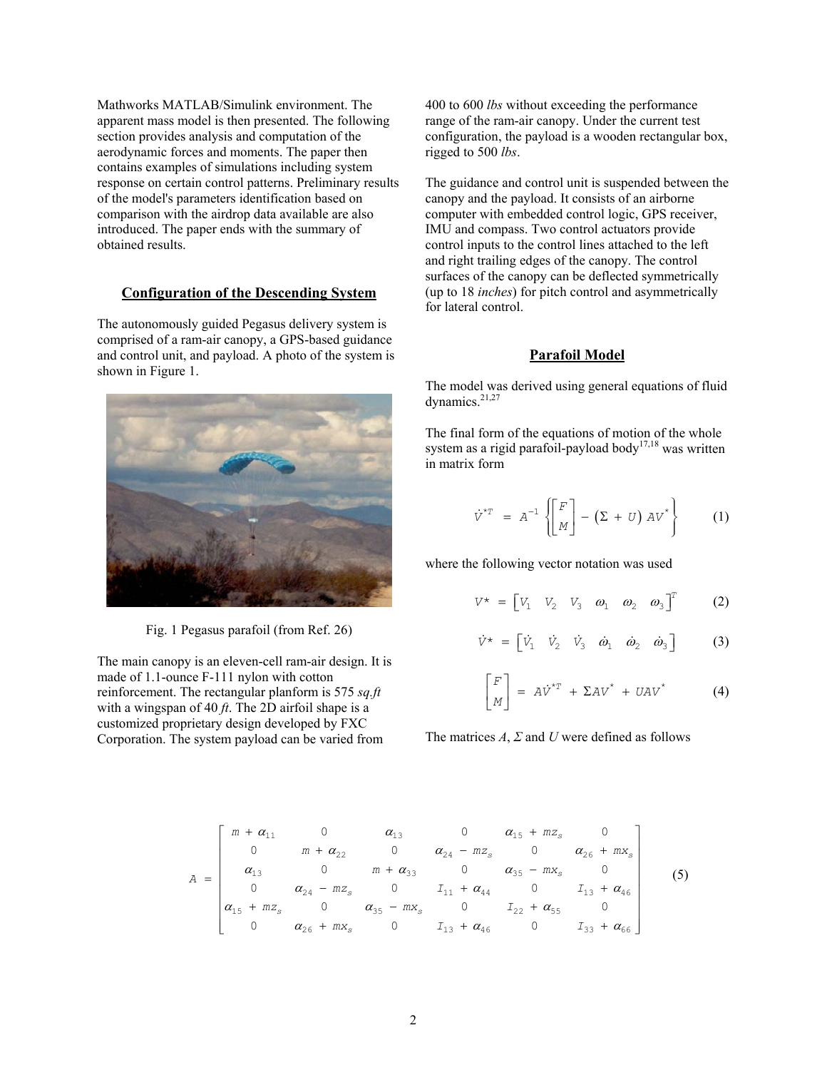Mathworks MATLAB/Simulink environment. The apparent mass model is then presented. The following section provides analysis and computation of the aerodynamic forces and moments. The paper then contains examples of simulations including system response on certain control patterns. Preliminary results of the model's parameters identification based on comparison with the airdrop data available are also introduced. The paper ends with the summary of obtained results.

## Configuration of the Descending System

The autonomously guided Pegasus delivery system is comprised of a ram-air canopy, a GPS-based guidance and control unit, and payload. A photo of the system is shown in Figure 1.

Fig. 1 Pegasus parafoil (from Ref. 26)

The main canopy is an eleven-cell ram-air design. It is made of 1.1-ounce F-111 nylon with cotton reinforcement. The rectangular planform is 575 *sq.ft* with a wingspan of 40 *ft*. The 2D airfoil shape is a customized proprietary design developed by FXC Corporation. The system payload can be varied from 400 to 600 *lbs* without exceeding the performance range of the ram-air canopy. Under the current test configuration, the payload is a wooden rectangular box, rigged to 500 *lbs*.

The guidance and control unit is suspended between the canopy and the payload. It consists of an airborne computer with embedded control logic, GPS receiver, IMU and compass. Two control actuators provide control inputs to the control lines attached to the left and right trailing edges of the canopy. The control surfaces of the canopy can be deflected symmetrically (up to 18 *inches*) for pitch control and asymmetrically for lateral control.

## Parafoil Model

The model was derived using general equations of fluid dynamics.[21,27]

The final form of the equations of motion of the whole system as a rigid parafoil-payload body[17,18] was written in matrix form

$$\dot{V}^{*T} = A^{-1}\left\{\begin{bmatrix} F \\ M \end{bmatrix} - \left(\Sigma + U\right) AV^{*}\right\} \tag{1}$$

where the following vector notation was used

$$V^{*} = \begin{bmatrix} V_1 & V_2 & V_3 & \omega_1 & \omega_2 & \omega_3 \end{bmatrix}^T \tag{2}$$

$$\dot{V}^{*} = \begin{bmatrix} \dot{V}_1 & \dot{V}_2 & \dot{V}_3 & \dot{\omega}_1 & \dot{\omega}_2 & \dot{\omega}_3 \end{bmatrix} \tag{3}$$

$$\begin{bmatrix} F \\ M \end{bmatrix} = A\dot{V}^{*T} + \Sigma AV^{*} + UAV^{*} \tag{4}$$

The matrices $A$, $\Sigma$ and $U$ were defined as follows

$$A = \begin{bmatrix} m + \alpha_{11} & 0 & \alpha_{13} & 0 & \alpha_{15} + mz_s & 0 \\ 0 & m + \alpha_{22} & 0 & \alpha_{24} - mz_s & 0 & \alpha_{26} + mx_s \\ \alpha_{13} & 0 & m + \alpha_{33} & 0 & \alpha_{35} - mx_s & 0 \\ 0 & \alpha_{24} - mz_s & 0 & I_{11} + \alpha_{44} & 0 & I_{13} + \alpha_{46} \\ \alpha_{15} + mz_s & 0 & \alpha_{35} - mx_s & 0 & I_{22} + \alpha_{55} & 0 \\ 0 & \alpha_{26} + mx_s & 0 & I_{13} + \alpha_{46} & 0 & I_{33} + \alpha_{66} \end{bmatrix} \tag{5}$$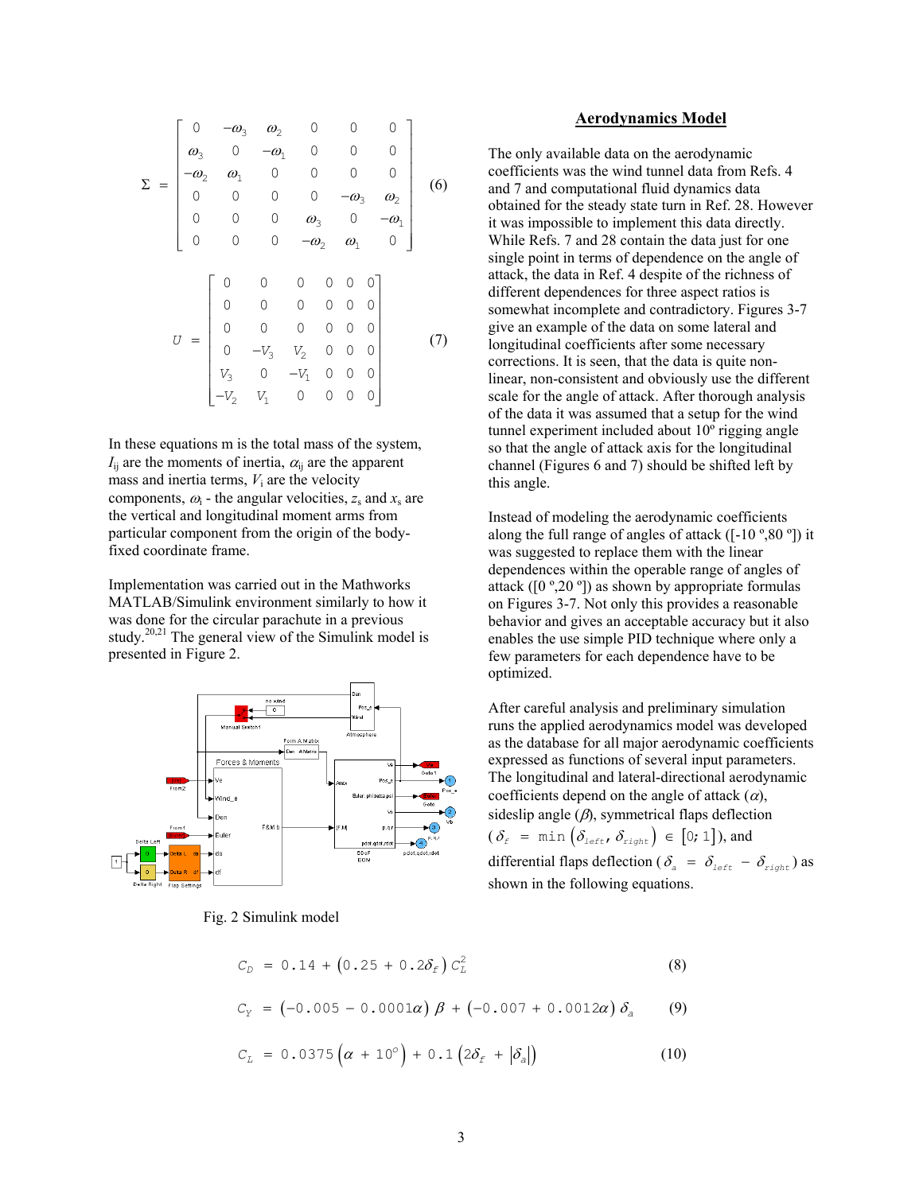$$\Sigma = \begin{bmatrix} 0 & -\omega_3 & \omega_2 & 0 & 0 & 0 \\ \omega_3 & 0 & -\omega_1 & 0 & 0 & 0 \\ -\omega_2 & \omega_1 & 0 & 0 & 0 & 0 \\ 0 & 0 & 0 & 0 & -\omega_3 & \omega_2 \\ 0 & 0 & 0 & \omega_3 & 0 & -\omega_1 \\ 0 & 0 & 0 & -\omega_2 & \omega_1 & 0 \end{bmatrix} \quad (6)$$

$$U = \begin{bmatrix} 0 & 0 & 0 & 0 & 0 & 0 \\ 0 & 0 & 0 & 0 & 0 & 0 \\ 0 & 0 & 0 & 0 & 0 & 0 \\ 0 & -V_3 & V_2 & 0 & 0 & 0 \\ V_3 & 0 & -V_1 & 0 & 0 & 0 \\ -V_2 & V_1 & 0 & 0 & 0 & 0 \end{bmatrix} \quad (7)$$

In these equations m is the total mass of the system, $I_{ij}$ are the moments of inertia, $\alpha_{ij}$ are the apparent mass and inertia terms, $V_i$ are the velocity components, $\omega_i$ - the angular velocities, $z_s$ and $x_s$ are the vertical and longitudinal moment arms from particular component from the origin of the body-fixed coordinate frame.

Implementation was carried out in the Mathworks MATLAB/Simulink environment similarly to how it was done for the circular parachute in a previous study.[20,21] The general view of the Simulink model is presented in Figure 2.

Fig. 2 Simulink model

## Aerodynamics Model

The only available data on the aerodynamic coefficients was the wind tunnel data from Refs. 4 and 7 and computational fluid dynamics data obtained for the steady state turn in Ref. 28. However it was impossible to implement this data directly. While Refs. 7 and 28 contain the data just for one single point in terms of dependence on the angle of attack, the data in Ref. 4 despite of the richness of different dependences for three aspect ratios is somewhat incomplete and contradictory. Figures 3-7 give an example of the data on some lateral and longitudinal coefficients after some necessary corrections. It is seen, that the data is quite non-linear, non-consistent and obviously use the different scale for the angle of attack. After thorough analysis of the data it was assumed that a setup for the wind tunnel experiment included about 10º rigging angle so that the angle of attack axis for the longitudinal channel (Figures 6 and 7) should be shifted left by this angle.

Instead of modeling the aerodynamic coefficients along the full range of angles of attack ([-10 º,80 º]) it was suggested to replace them with the linear dependences within the operable range of angles of attack ([0 º,20 º]) as shown by appropriate formulas on Figures 3-7. Not only this provides a reasonable behavior and gives an acceptable accuracy but it also enables the use simple PID technique where only a few parameters for each dependence have to be optimized.

After careful analysis and preliminary simulation runs the applied aerodynamics model was developed as the database for all major aerodynamic coefficients expressed as functions of several input parameters. The longitudinal and lateral-directional aerodynamic coefficients depend on the angle of attack ($\alpha$), sideslip angle ($\beta$), symmetrical flaps deflection ($\delta_f = \min\left(\delta_{left}, \delta_{right}\right) \in [0; 1]$), and differential flaps deflection ($\delta_a = \delta_{left} - \delta_{right}$) as shown in the following equations.

$$C_D = 0.14 + \left(0.25 + 0.2\delta_f\right) C_L^2 \quad (8)$$

$$C_Y = \left(-0.005 - 0.0001\alpha\right) \beta + \left(-0.007 + 0.0012\alpha\right) \delta_a \quad (9)$$

$$C_L = 0.0375\left(\alpha + 10^o\right) + 0.1\left(2\delta_f + \left|\delta_a\right|\right) \quad (10)$$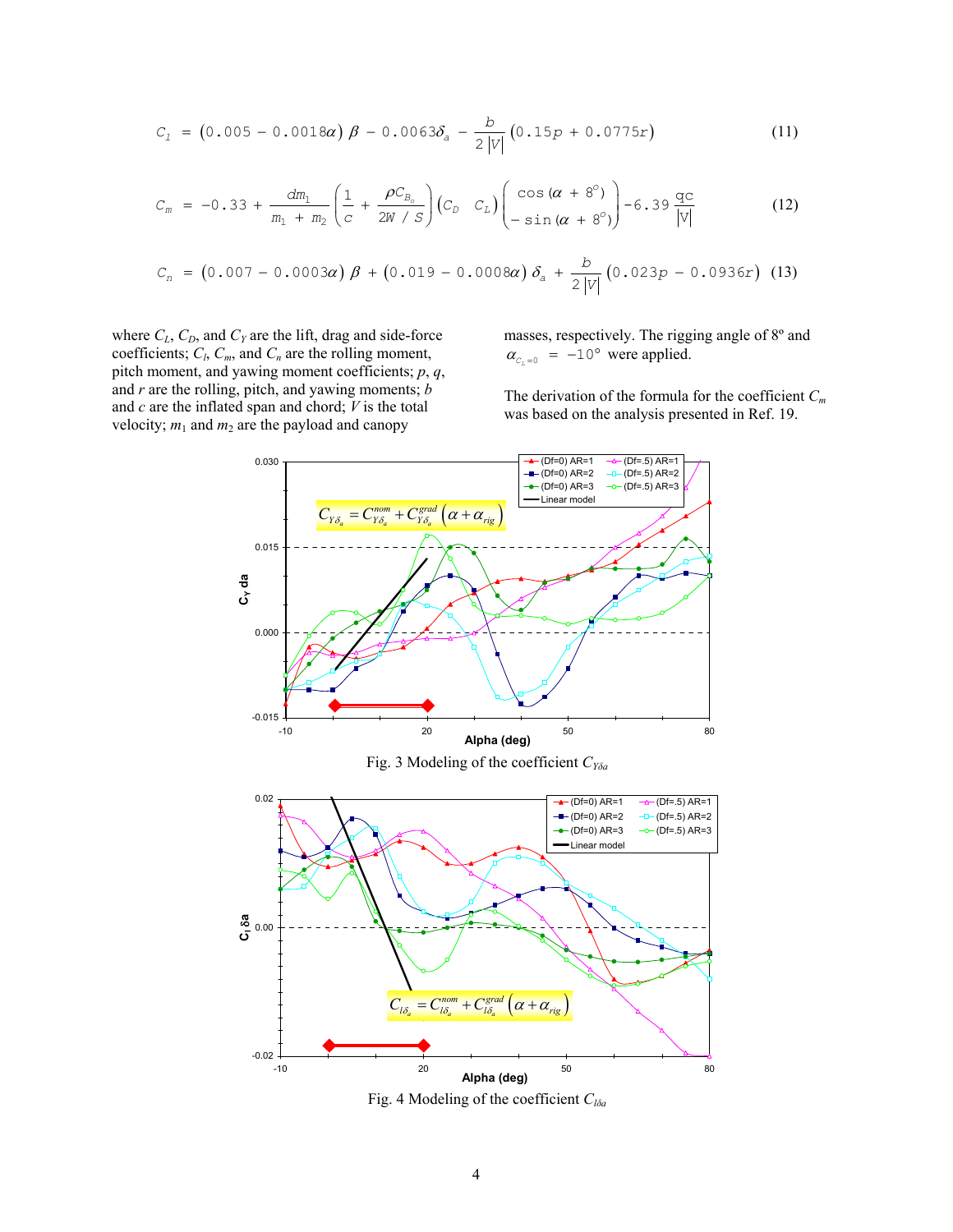$$C_l = (0.005 - 0.0018\alpha)\,\beta - 0.0063\delta_a - \frac{b}{2|V|}(0.15p + 0.0775r) \tag{11}$$

$$C_m = -0.33 + \frac{dm_1}{m_1 + m_2}\left(\frac{1}{c} + \frac{\rho C_{B_o}}{2W/S}\right)\begin{pmatrix} C_D & C_L \end{pmatrix}\begin{pmatrix} \cos(\alpha + 8^\circ) \\ -\sin(\alpha + 8^\circ) \end{pmatrix} - 6.39\frac{qc}{|V|} \tag{12}$$

$$C_n = (0.007 - 0.0003\alpha)\,\beta + (0.019 - 0.0008\alpha)\,\delta_a + \frac{b}{2|V|}(0.023p - 0.0936r) \tag{13}$$

where $C_L$, $C_D$, and $C_Y$ are the lift, drag and side-force coefficients; $C_l$, $C_m$, and $C_n$ are the rolling moment, pitch moment, and yawing moment coefficients; $p$, $q$, and $r$ are the rolling, pitch, and yawing moments; $b$ and $c$ are the inflated span and chord; $V$ is the total velocity; $m_1$ and $m_2$ are the payload and canopy masses, respectively. The rigging angle of 8º and $\alpha_{C_L=0} = -10°$ were applied.

The derivation of the formula for the coefficient $C_m$ was based on the analysis presented in Ref. 19.

Fig. 3 Modeling of the coefficient $C_{Y\delta a}$

Fig. 4 Modeling of the coefficient $C_{l\delta a}$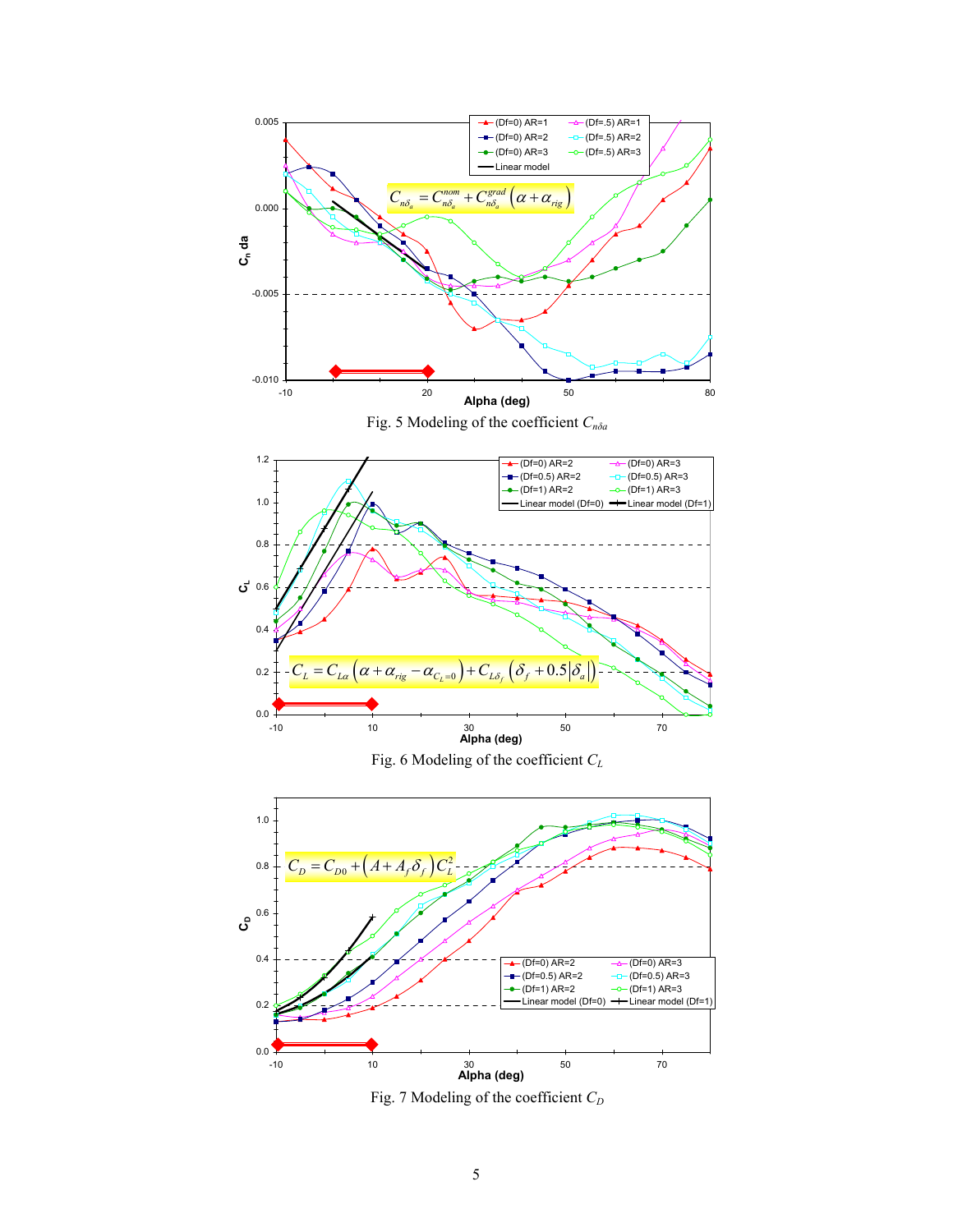$$C_{n\delta_a} = C_{n\delta_a}^{nom} + C_{n\delta_a}^{grad}\left(\alpha + \alpha_{rig}\right)$$

Fig. 5 Modeling of the coefficient $C_{n\delta a}$

$$C_L = C_{L\alpha}\left(\alpha + \alpha_{rig} - \alpha_{C_L=0}\right) + C_{L\delta_f}\left(\delta_f + 0.5\left|\delta_a\right|\right)$$

Fig. 6 Modeling of the coefficient $C_L$

$$C_D = C_{D0} + \left(A + A_f\delta_f\right)C_L^2$$

Fig. 7 Modeling of the coefficient $C_D$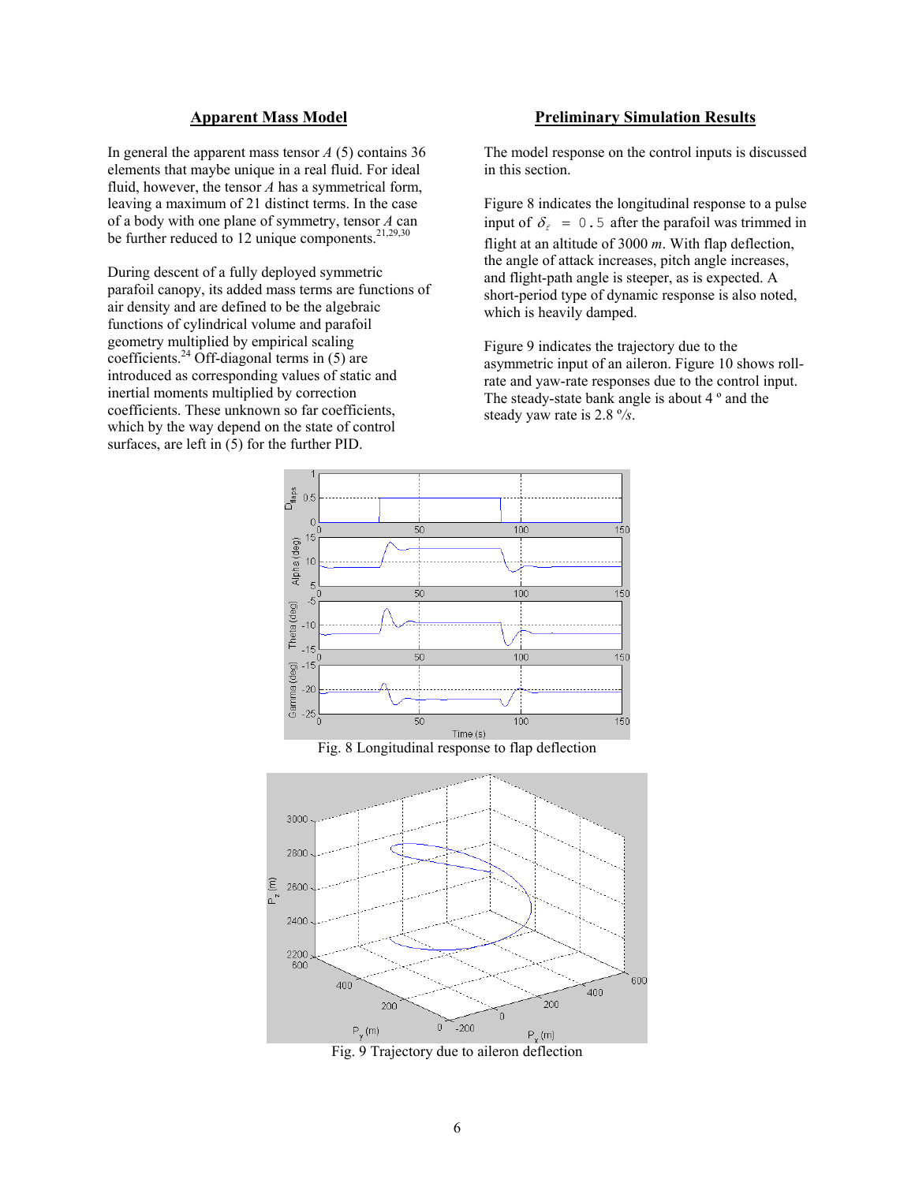## Apparent Mass Model

In general the apparent mass tensor $A$ (5) contains 36 elements that maybe unique in a real fluid. For ideal fluid, however, the tensor $A$ has a symmetrical form, leaving a maximum of 21 distinct terms. In the case of a body with one plane of symmetry, tensor $A$ can be further reduced to 12 unique components.[21,29,30]

During descent of a fully deployed symmetric parafoil canopy, its added mass terms are functions of air density and are defined to be the algebraic functions of cylindrical volume and parafoil geometry multiplied by empirical scaling coefficients.[24] Off-diagonal terms in (5) are introduced as corresponding values of static and inertial moments multiplied by correction coefficients. These unknown so far coefficients, which by the way depend on the state of control surfaces, are left in (5) for the further PID.

## Preliminary Simulation Results

The model response on the control inputs is discussed in this section.

Figure 8 indicates the longitudinal response to a pulse input of $\delta_F = 0.5$ after the parafoil was trimmed in flight at an altitude of 3000 *m*. With flap deflection, the angle of attack increases, pitch angle increases, and flight-path angle is steeper, as is expected. A short-period type of dynamic response is also noted, which is heavily damped.

Figure 9 indicates the trajectory due to the asymmetric input of an aileron. Figure 10 shows roll-rate and yaw-rate responses due to the control input. The steady-state bank angle is about 4 º and the steady yaw rate is 2.8 º/*s*.

Fig. 8 Longitudinal response to flap deflection

Fig. 9 Trajectory due to aileron deflection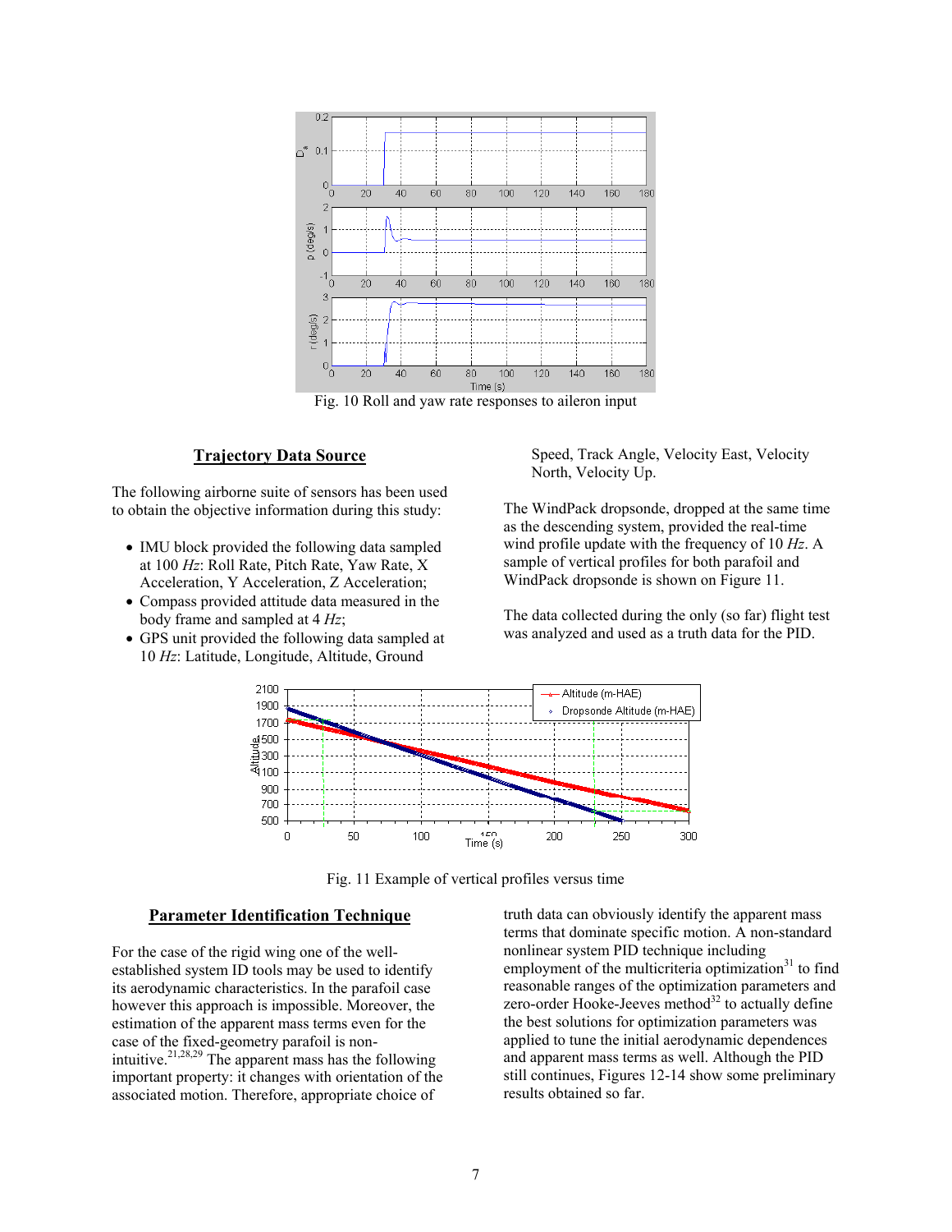Fig. 10 Roll and yaw rate responses to aileron input

## Trajectory Data Source

The following airborne suite of sensors has been used to obtain the objective information during this study:

- IMU block provided the following data sampled at 100 *Hz*: Roll Rate, Pitch Rate, Yaw Rate, X Acceleration, Y Acceleration, Z Acceleration;
- Compass provided attitude data measured in the body frame and sampled at 4 *Hz*;
- GPS unit provided the following data sampled at 10 *Hz*: Latitude, Longitude, Altitude, Ground Speed, Track Angle, Velocity East, Velocity North, Velocity Up.

The WindPack dropsonde, dropped at the same time as the descending system, provided the real-time wind profile update with the frequency of 10 *Hz*. A sample of vertical profiles for both parafoil and WindPack dropsonde is shown on Figure 11.

The data collected during the only (so far) flight test was analyzed and used as a truth data for the PID.

Fig. 11 Example of vertical profiles versus time

## Parameter Identification Technique

For the case of the rigid wing one of the well-established system ID tools may be used to identify its aerodynamic characteristics. In the parafoil case however this approach is impossible. Moreover, the estimation of the apparent mass terms even for the case of the fixed-geometry parafoil is non-intuitive.[21,28,29] The apparent mass has the following important property: it changes with orientation of the associated motion. Therefore, appropriate choice of truth data can obviously identify the apparent mass terms that dominate specific motion. A non-standard nonlinear system PID technique including employment of the multicriteria optimization[31] to find reasonable ranges of the optimization parameters and zero-order Hooke-Jeeves method[32] to actually define the best solutions for optimization parameters was applied to tune the initial aerodynamic dependences and apparent mass terms as well. Although the PID still continues, Figures 12-14 show some preliminary results obtained so far.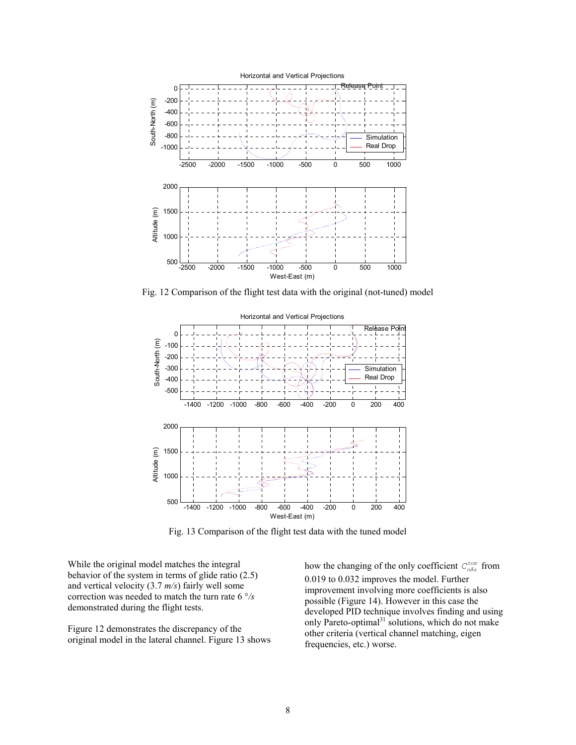Fig. 12 Comparison of the flight test data with the original (not-tuned) model

Fig. 13 Comparison of the flight test data with the tuned model

While the original model matches the integral behavior of the system in terms of glide ratio (2.5) and vertical velocity (3.7 *m/s*) fairly well some correction was needed to match the turn rate 6 *°/s* demonstrated during the flight tests.

Figure 12 demonstrates the discrepancy of the original model in the lateral channel. Figure 13 shows how the changing of the only coefficient $C_{n\delta a}^{nom}$ from 0.019 to 0.032 improves the model. Further improvement involving more coefficients is also possible (Figure 14). However in this case the developed PID technique involves finding and using only Pareto-optimal[31] solutions, which do not make other criteria (vertical channel matching, eigen frequencies, etc.) worse.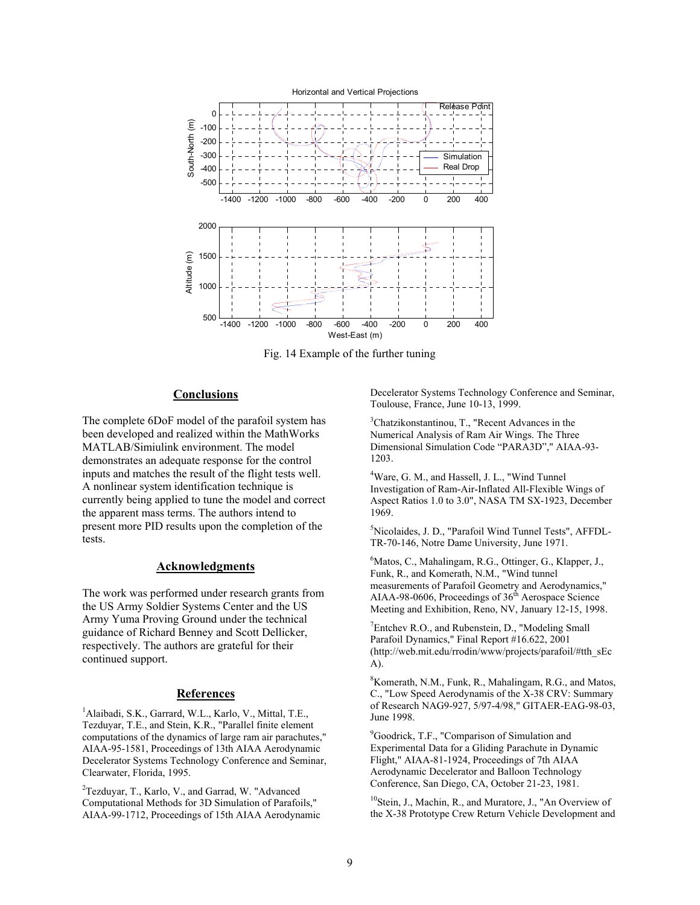Fig. 14 Example of the further tuning

## Conclusions

The complete 6DoF model of the parafoil system has been developed and realized within the MathWorks MATLAB/Simiulink environment. The model demonstrates an adequate response for the control inputs and matches the result of the flight tests well. A nonlinear system identification technique is currently being applied to tune the model and correct the apparent mass terms. The authors intend to present more PID results upon the completion of the tests.

## Acknowledgments

The work was performed under research grants from the US Army Soldier Systems Center and the US Army Yuma Proving Ground under the technical guidance of Richard Benney and Scott Dellicker, respectively. The authors are grateful for their continued support.

## References

[1]Alaibadi, S.K., Garrard, W.L., Karlo, V., Mittal, T.E., Tezduyar, T.E., and Stein, K.R., "Parallel finite element computations of the dynamics of large ram air parachutes," AIAA-95-1581, Proceedings of 13th AIAA Aerodynamic Decelerator Systems Technology Conference and Seminar, Clearwater, Florida, 1995.

[2]Tezduyar, T., Karlo, V., and Garrad, W. "Advanced Computational Methods for 3D Simulation of Parafoils," AIAA-99-1712, Proceedings of 15th AIAA Aerodynamic Decelerator Systems Technology Conference and Seminar, Toulouse, France, June 10-13, 1999.

[3]Chatzikonstantinou, T., "Recent Advances in the Numerical Analysis of Ram Air Wings. The Three Dimensional Simulation Code "PARA3D"," AIAA-93-1203.

[4]Ware, G. M., and Hassell, J. L., "Wind Tunnel Investigation of Ram-Air-Inflated All-Flexible Wings of Aspect Ratios 1.0 to 3.0", NASA TM SX-1923, December 1969.

[5]Nicolaides, J. D., "Parafoil Wind Tunnel Tests", AFFDL-TR-70-146, Notre Dame University, June 1971.

[6]Matos, C., Mahalingam, R.G., Ottinger, G., Klapper, J., Funk, R., and Komerath, N.M., "Wind tunnel measurements of Parafoil Geometry and Aerodynamics," AIAA-98-0606, Proceedings of 36th Aerospace Science Meeting and Exhibition, Reno, NV, January 12-15, 1998.

[7]Entchev R.O., and Rubenstein, D., "Modeling Small Parafoil Dynamics," Final Report #16.622, 2001 (http://web.mit.edu/rrodin/www/projects/parafoil/#tth_sEcA).

[8]Komerath, N.M., Funk, R., Mahalingam, R.G., and Matos, C., "Low Speed Aerodynamics of the X-38 CRV: Summary of Research NAG9-927, 5/97-4/98," GITAER-EAG-98-03, June 1998.

[9]Goodrick, T.F., "Comparison of Simulation and Experimental Data for a Gliding Parachute in Dynamic Flight," AIAA-81-1924, Proceedings of 7th AIAA Aerodynamic Decelerator and Balloon Technology Conference, San Diego, CA, October 21-23, 1981.

[10]Stein, J., Machin, R., and Muratore, J., "An Overview of the X-38 Prototype Crew Return Vehicle Development and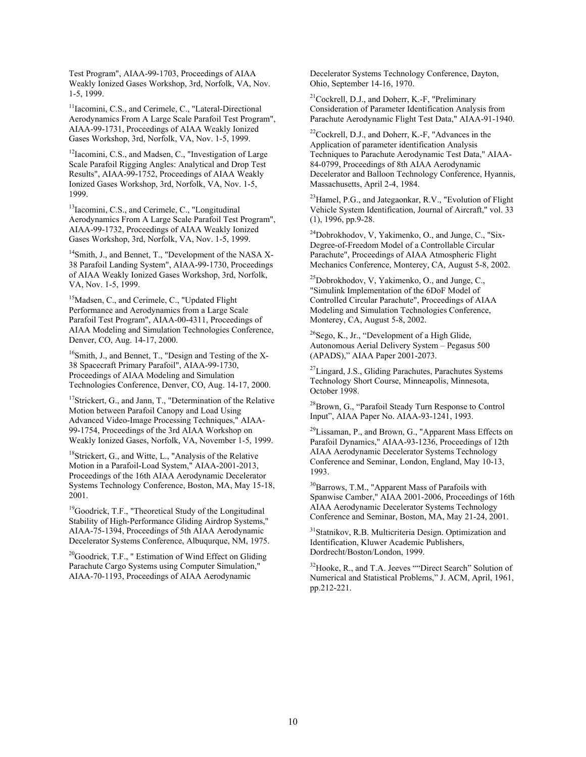Test Program", AIAA-99-1703, Proceedings of AIAA Weakly Ionized Gases Workshop, 3rd, Norfolk, VA, Nov. 1-5, 1999.

[11]Iacomini, C.S., and Cerimele, C., "Lateral-Directional Aerodynamics From A Large Scale Parafoil Test Program", AIAA-99-1731, Proceedings of AIAA Weakly Ionized Gases Workshop, 3rd, Norfolk, VA, Nov. 1-5, 1999.

[12]Iacomini, C.S., and Madsen, C., "Investigation of Large Scale Parafoil Rigging Angles: Analytical and Drop Test Results", AIAA-99-1752, Proceedings of AIAA Weakly Ionized Gases Workshop, 3rd, Norfolk, VA, Nov. 1-5, 1999.

[13]Iacomini, C.S., and Cerimele, C., "Longitudinal Aerodynamics From A Large Scale Parafoil Test Program", AIAA-99-1732, Proceedings of AIAA Weakly Ionized Gases Workshop, 3rd, Norfolk, VA, Nov. 1-5, 1999.

[14]Smith, J., and Bennet, T., "Development of the NASA X-38 Parafoil Landing System", AIAA-99-1730, Proceedings of AIAA Weakly Ionized Gases Workshop, 3rd, Norfolk, VA, Nov. 1-5, 1999.

[15]Madsen, C., and Cerimele, C., "Updated Flight Performance and Aerodynamics from a Large Scale Parafoil Test Program", AIAA-00-4311, Proceedings of AIAA Modeling and Simulation Technologies Conference, Denver, CO, Aug. 14-17, 2000.

[16]Smith, J., and Bennet, T., "Design and Testing of the X-38 Spacecraft Primary Parafoil", AIAA-99-1730, Proceedings of AIAA Modeling and Simulation Technologies Conference, Denver, CO, Aug. 14-17, 2000.

[17]Strickert, G., and Jann, T., "Determination of the Relative Motion between Parafoil Canopy and Load Using Advanced Video-Image Processing Techniques," AIAA-99-1754, Proceedings of the 3rd AIAA Workshop on Weakly Ionized Gases, Norfolk, VA, November 1-5, 1999.

[18]Strickert, G., and Witte, L., "Analysis of the Relative Motion in a Parafoil-Load System," AIAA-2001-2013, Proceedings of the 16th AIAA Aerodynamic Decelerator Systems Technology Conference, Boston, MA, May 15-18, 2001.

[19]Goodrick, T.F., "Theoretical Study of the Longitudinal Stability of High-Performance Gliding Airdrop Systems," AIAA-75-1394, Proceedings of 5th AIAA Aerodynamic Decelerator Systems Conference, Albuqurque, NM, 1975.

[20]Goodrick, T.F., " Estimation of Wind Effect on Gliding Parachute Cargo Systems using Computer Simulation," AIAA-70-1193, Proceedings of AIAA Aerodynamic Decelerator Systems Technology Conference, Dayton, Ohio, September 14-16, 1970.

[21]Cockrell, D.J., and Doherr, K.-F, "Preliminary Consideration of Parameter Identification Analysis from Parachute Aerodynamic Flight Test Data," AIAA-91-1940.

[22]Cockrell, D.J., and Doherr, K.-F, "Advances in the Application of parameter identification Analysis Techniques to Parachute Aerodynamic Test Data," AIAA-84-0799, Proceedings of 8th AIAA Aerodynamic Decelerator and Balloon Technology Conference, Hyannis, Massachusetts, April 2-4, 1984.

[23]Hamel, P.G., and Jategaonkar, R.V., "Evolution of Flight Vehicle System Identification, Journal of Aircraft," vol. 33 (1), 1996, pp.9-28.

[24]Dobrokhodov, V, Yakimenko, O., and Junge, C., "Six-Degree-of-Freedom Model of a Controllable Circular Parachute", Proceedings of AIAA Atmospheric Flight Mechanics Conference, Monterey, CA, August 5-8, 2002.

[25]Dobrokhodov, V, Yakimenko, O., and Junge, C., "Simulink Implementation of the 6DoF Model of Controlled Circular Parachute", Proceedings of AIAA Modeling and Simulation Technologies Conference, Monterey, CA, August 5-8, 2002.

[26]Sego, K., Jr., "Development of a High Glide, Autonomous Aerial Delivery System – Pegasus 500 (APADS)," AIAA Paper 2001-2073.

[27]Lingard, J.S., Gliding Parachutes, Parachutes Systems Technology Short Course, Minneapolis, Minnesota, October 1998.

[28]Brown, G., "Parafoil Steady Turn Response to Control Input", AIAA Paper No. AIAA-93-1241, 1993.

[29]Lissaman, P., and Brown, G., "Apparent Mass Effects on Parafoil Dynamics," AIAA-93-1236, Proceedings of 12th AIAA Aerodynamic Decelerator Systems Technology Conference and Seminar, London, England, May 10-13, 1993.

[30]Barrows, T.M., "Apparent Mass of Parafoils with Spanwise Camber," AIAA 2001-2006, Proceedings of 16th AIAA Aerodynamic Decelerator Systems Technology Conference and Seminar, Boston, MA, May 21-24, 2001.

[31]Statnikov, R.B. Multicriteria Design. Optimization and Identification, Kluwer Academic Publishers, Dordrecht/Boston/London, 1999.

[32]Hooke, R., and T.A. Jeeves ""Direct Search" Solution of Numerical and Statistical Problems," J. ACM, April, 1961, pp.212-221.